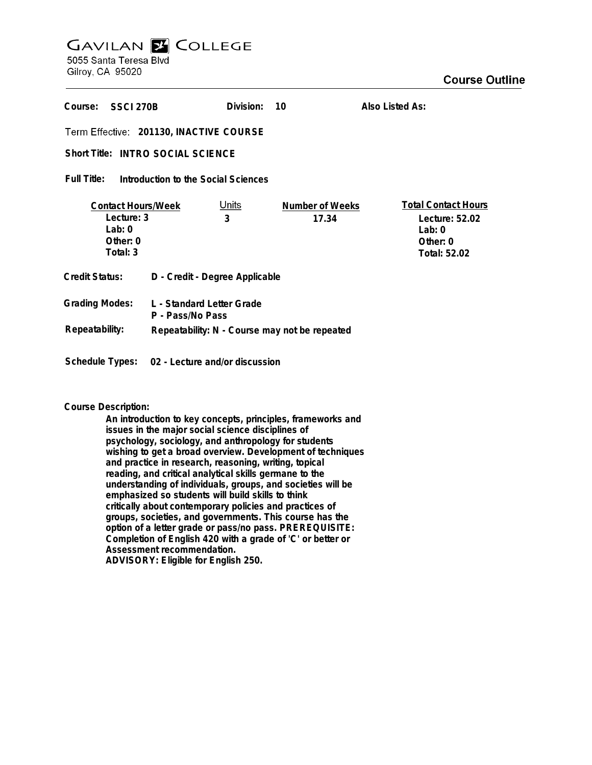# GAVILAN COLLEGE

5055 Santa Teresa Blvd
Gilroy, CA 95020

## Course Outline

**Course:** SSCI 270B **Division:** 10 **Also Listed As:**

**Term Effective:** 201130, INACTIVE COURSE

**Short Title:** INTRO SOCIAL SCIENCE

**Full Title:** Introduction to the Social Sciences

| Contact Hours/Week | Units | Number of Weeks | Total Contact Hours |
|---|---|---|---|
| Lecture: 3 | 3 | 17.34 | Lecture: 52.02 |
| Lab: 0 | | | Lab: 0 |
| Other: 0 | | | Other: 0 |
| Total: 3 | | | Total: 52.02 |

**Credit Status:** D - Credit - Degree Applicable

**Grading Modes:** L - Standard Letter Grade
P - Pass/No Pass

**Repeatability:** Repeatability: N - Course may not be repeated

**Schedule Types:** 02 - Lecture and/or discussion

**Course Description:**

An introduction to key concepts, principles, frameworks and issues in the major social science disciplines of psychology, sociology, and anthropology for students wishing to get a broad overview. Development of techniques and practice in research, reasoning, writing, topical reading, and critical analytical skills germane to the understanding of individuals, groups, and societies will be emphasized so students will build skills to think critically about contemporary policies and practices of groups, societies, and governments. This course has the option of a letter grade or pass/no pass. PREREQUISITE: Completion of English 420 with a grade of 'C' or better or Assessment recommendation.
ADVISORY: Eligible for English 250.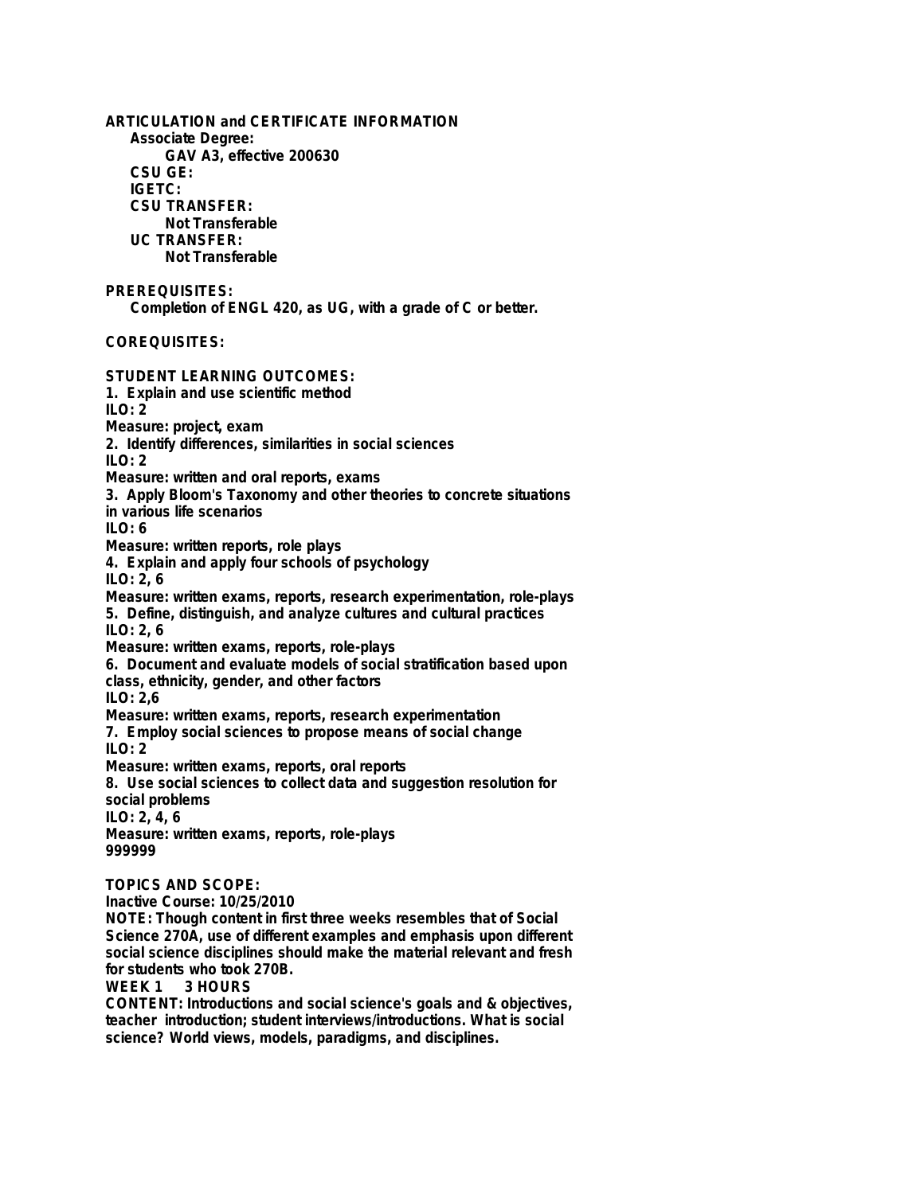**ARTICULATION and CERTIFICATE INFORMATION**

**Associate Degree:**

**GAV A3, effective 200630**

**CSU GE:**

**IGETC:**

**CSU TRANSFER:**

**Not Transferable**

**UC TRANSFER:**

**Not Transferable**

**PREREQUISITES:**

**Completion of ENGL 420, as UG, with a grade of C or better.**

**COREQUISITES:**

**STUDENT LEARNING OUTCOMES:**

**1. Explain and use scientific method**
**ILO: 2**
**Measure: project, exam**

**2. Identify differences, similarities in social sciences**
**ILO: 2**
**Measure: written and oral reports, exams**

**3. Apply Bloom's Taxonomy and other theories to concrete situations in various life scenarios**
**ILO: 6**
**Measure: written reports, role plays**

**4. Explain and apply four schools of psychology**
**ILO: 2, 6**
**Measure: written exams, reports, research experimentation, role-plays**

**5. Define, distinguish, and analyze cultures and cultural practices**
**ILO: 2, 6**
**Measure: written exams, reports, role-plays**

**6. Document and evaluate models of social stratification based upon class, ethnicity, gender, and other factors**
**ILO: 2,6**
**Measure: written exams, reports, research experimentation**

**7. Employ social sciences to propose means of social change**
**ILO: 2**
**Measure: written exams, reports, oral reports**

**8. Use social sciences to collect data and suggestion resolution for social problems**
**ILO: 2, 4, 6**
**Measure: written exams, reports, role-plays**
**999999**

**TOPICS AND SCOPE:**

**Inactive Course: 10/25/2010**

**NOTE: Though content in first three weeks resembles that of Social Science 270A, use of different examples and emphasis upon different social science disciplines should make the material relevant and fresh for students who took 270B.**

**WEEK 1 3 HOURS**

**CONTENT: Introductions and social science's goals and & objectives, teacher introduction; student interviews/introductions. What is social science? World views, models, paradigms, and disciplines.**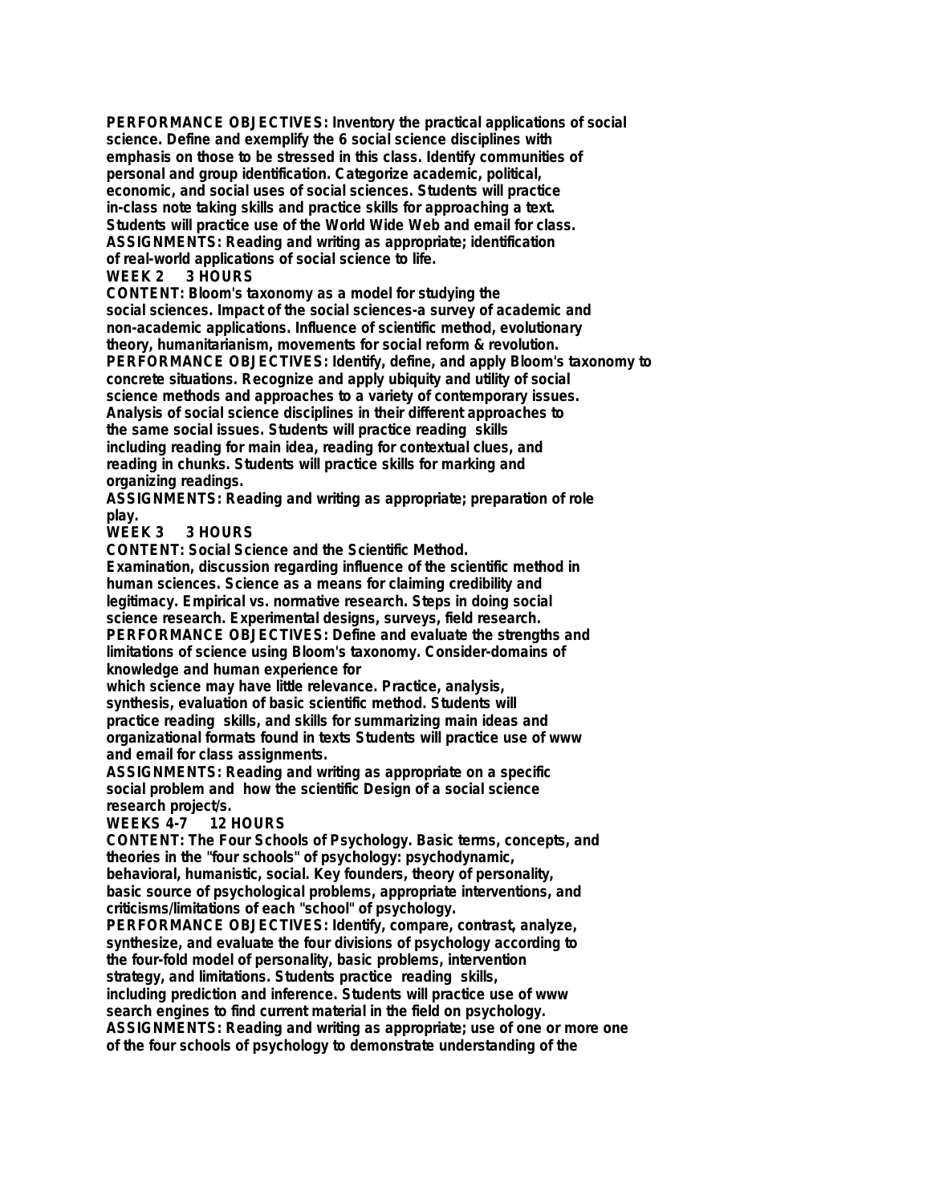**PERFORMANCE OBJECTIVES:** Inventory the practical applications of social science. Define and exemplify the 6 social science disciplines with emphasis on those to be stressed in this class. Identify communities of personal and group identification. Categorize academic, political, economic, and social uses of social sciences. Students will practice in-class note taking skills and practice skills for approaching a text. Students will practice use of the World Wide Web and email for class.
**ASSIGNMENTS:** Reading and writing as appropriate; identification of real-world applications of social science to life.

**WEEK 2 3 HOURS**

**CONTENT:** Bloom's taxonomy as a model for studying the social sciences. Impact of the social sciences-a survey of academic and non-academic applications. Influence of scientific method, evolutionary theory, humanitarianism, movements for social reform & revolution.
**PERFORMANCE OBJECTIVES:** Identify, define, and apply Bloom's taxonomy to concrete situations. Recognize and apply ubiquity and utility of social science methods and approaches to a variety of contemporary issues. Analysis of social science disciplines in their different approaches to the same social issues. Students will practice reading skills including reading for main idea, reading for contextual clues, and reading in chunks. Students will practice skills for marking and organizing readings.
**ASSIGNMENTS:** Reading and writing as appropriate; preparation of role play.

**WEEK 3 3 HOURS**

**CONTENT:** Social Science and the Scientific Method.
Examination, discussion regarding influence of the scientific method in human sciences. Science as a means for claiming credibility and legitimacy. Empirical vs. normative research. Steps in doing social science research. Experimental designs, surveys, field research.
**PERFORMANCE OBJECTIVES:** Define and evaluate the strengths and limitations of science using Bloom's taxonomy. Consider-domains of knowledge and human experience for which science may have little relevance. Practice, analysis, synthesis, evaluation of basic scientific method. Students will practice reading skills, and skills for summarizing main ideas and organizational formats found in texts Students will practice use of www and email for class assignments.
**ASSIGNMENTS:** Reading and writing as appropriate on a specific social problem and how the scientific Design of a social science research project/s.

**WEEKS 4-7 12 HOURS**

**CONTENT:** The Four Schools of Psychology. Basic terms, concepts, and theories in the "four schools" of psychology: psychodynamic, behavioral, humanistic, social. Key founders, theory of personality, basic source of psychological problems, appropriate interventions, and criticisms/limitations of each "school" of psychology.
**PERFORMANCE OBJECTIVES:** Identify, compare, contrast, analyze, synthesize, and evaluate the four divisions of psychology according to the four-fold model of personality, basic problems, intervention strategy, and limitations. Students practice reading skills, including prediction and inference. Students will practice use of www search engines to find current material in the field on psychology.
**ASSIGNMENTS:** Reading and writing as appropriate; use of one or more one of the four schools of psychology to demonstrate understanding of the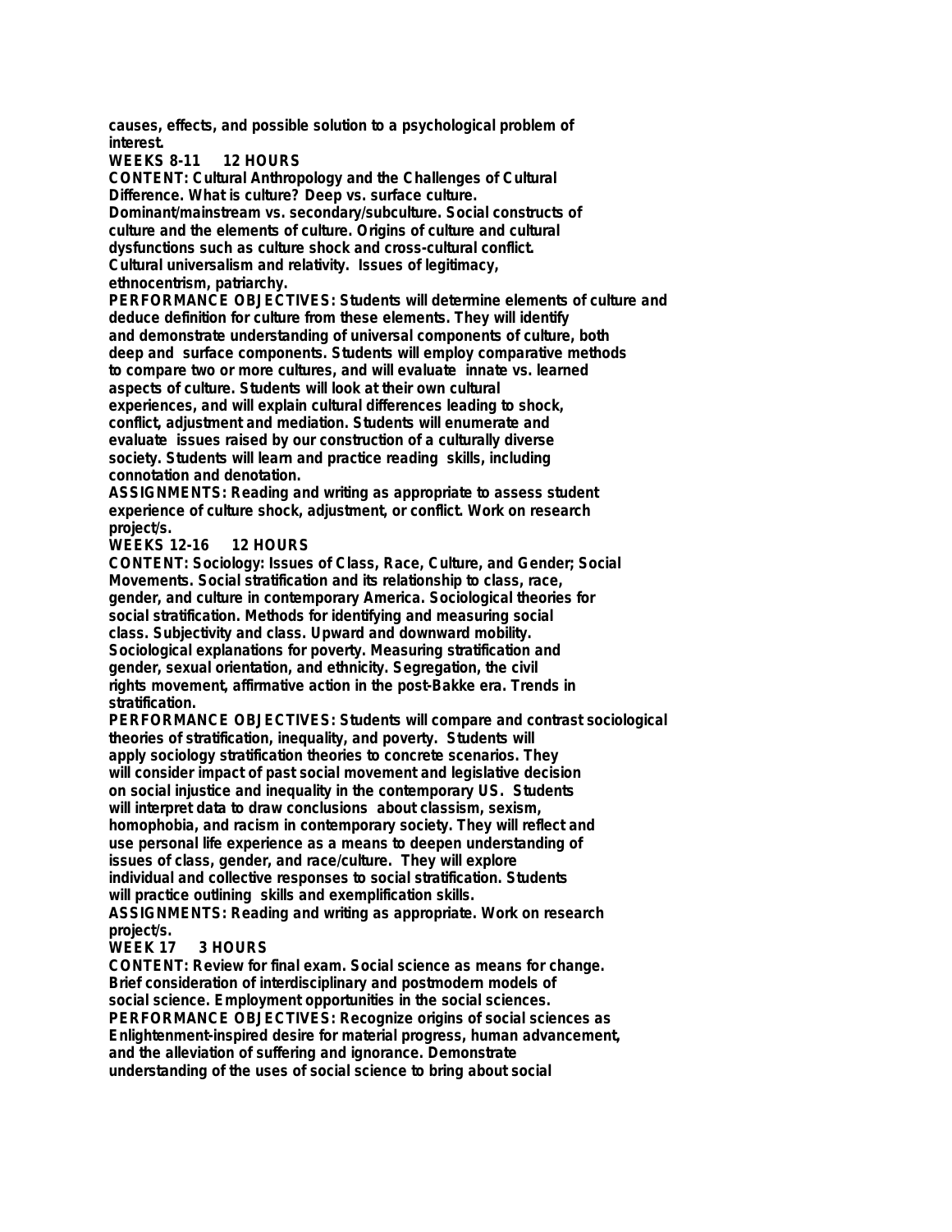causes, effects, and possible solution to a psychological problem of interest.

**WEEKS 8-11 12 HOURS**

**CONTENT:** Cultural Anthropology and the Challenges of Cultural Difference. What is culture? Deep vs. surface culture. Dominant/mainstream vs. secondary/subculture. Social constructs of culture and the elements of culture. Origins of culture and cultural dysfunctions such as culture shock and cross-cultural conflict. Cultural universalism and relativity. Issues of legitimacy, ethnocentrism, patriarchy.

**PERFORMANCE OBJECTIVES:** Students will determine elements of culture and deduce definition for culture from these elements. They will identify and demonstrate understanding of universal components of culture, both deep and surface components. Students will employ comparative methods to compare two or more cultures, and will evaluate innate vs. learned aspects of culture. Students will look at their own cultural experiences, and will explain cultural differences leading to shock, conflict, adjustment and mediation. Students will enumerate and evaluate issues raised by our construction of a culturally diverse society. Students will learn and practice reading skills, including connotation and denotation.

**ASSIGNMENTS:** Reading and writing as appropriate to assess student experience of culture shock, adjustment, or conflict. Work on research project/s.

**WEEKS 12-16 12 HOURS**

**CONTENT:** Sociology: Issues of Class, Race, Culture, and Gender; Social Movements. Social stratification and its relationship to class, race, gender, and culture in contemporary America. Sociological theories for social stratification. Methods for identifying and measuring social class. Subjectivity and class. Upward and downward mobility. Sociological explanations for poverty. Measuring stratification and gender, sexual orientation, and ethnicity. Segregation, the civil rights movement, affirmative action in the post-Bakke era. Trends in stratification.

**PERFORMANCE OBJECTIVES:** Students will compare and contrast sociological theories of stratification, inequality, and poverty. Students will apply sociology stratification theories to concrete scenarios. They will consider impact of past social movement and legislative decision on social injustice and inequality in the contemporary US. Students will interpret data to draw conclusions about classism, sexism, homophobia, and racism in contemporary society. They will reflect and use personal life experience as a means to deepen understanding of issues of class, gender, and race/culture. They will explore individual and collective responses to social stratification. Students will practice outlining skills and exemplification skills.

**ASSIGNMENTS:** Reading and writing as appropriate. Work on research project/s.

**WEEK 17 3 HOURS**

**CONTENT:** Review for final exam. Social science as means for change. Brief consideration of interdisciplinary and postmodern models of social science. Employment opportunities in the social sciences.

**PERFORMANCE OBJECTIVES:** Recognize origins of social sciences as Enlightenment-inspired desire for material progress, human advancement, and the alleviation of suffering and ignorance. Demonstrate understanding of the uses of social science to bring about social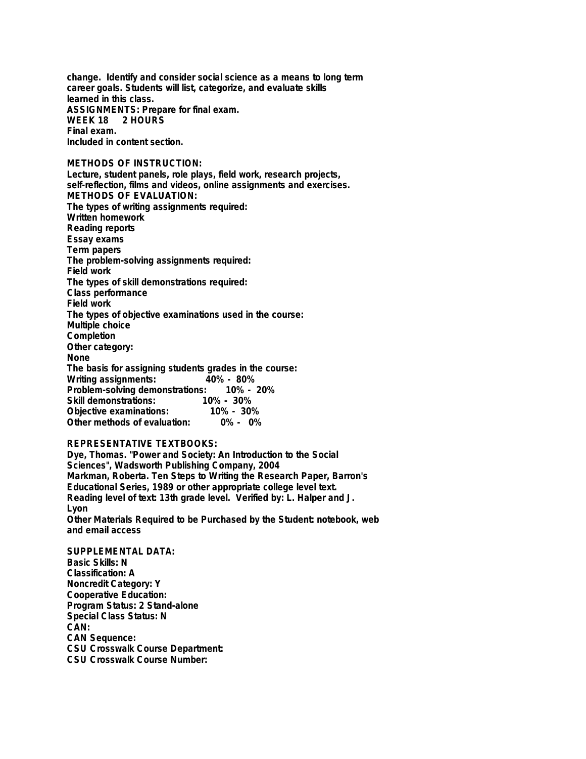change. Identify and consider social science as a means to long term career goals. Students will list, categorize, and evaluate skills learned in this class.
ASSIGNMENTS: Prepare for final exam.
WEEK 18 2 HOURS
Final exam.
Included in content section.

**METHODS OF INSTRUCTION:**
Lecture, student panels, role plays, field work, research projects, self-reflection, films and videos, online assignments and exercises.

**METHODS OF EVALUATION:**
The types of writing assignments required:
Written homework
Reading reports
Essay exams
Term papers
The problem-solving assignments required:
Field work
The types of skill demonstrations required:
Class performance
Field work
The types of objective examinations used in the course:
Multiple choice
Completion
Other category:
None
The basis for assigning students grades in the course:

| | |
|---|---|
| Writing assignments: | 40% - 80% |
| Problem-solving demonstrations: | 10% - 20% |
| Skill demonstrations: | 10% - 30% |
| Objective examinations: | 10% - 30% |
| Other methods of evaluation: | 0% - 0% |

**REPRESENTATIVE TEXTBOOKS:**
Dye, Thomas. "Power and Society: An Introduction to the Social Sciences", Wadsworth Publishing Company, 2004
Markman, Roberta. Ten Steps to Writing the Research Paper, Barron's Educational Series, 1989 or other appropriate college level text.
Reading level of text: 13th grade level. Verified by: L. Halper and J. Lyon
Other Materials Required to be Purchased by the Student: notebook, web and email access

**SUPPLEMENTAL DATA:**
Basic Skills: N
Classification: A
Noncredit Category: Y
Cooperative Education:
Program Status: 2 Stand-alone
Special Class Status: N
CAN:
CAN Sequence:
CSU Crosswalk Course Department:
CSU Crosswalk Course Number: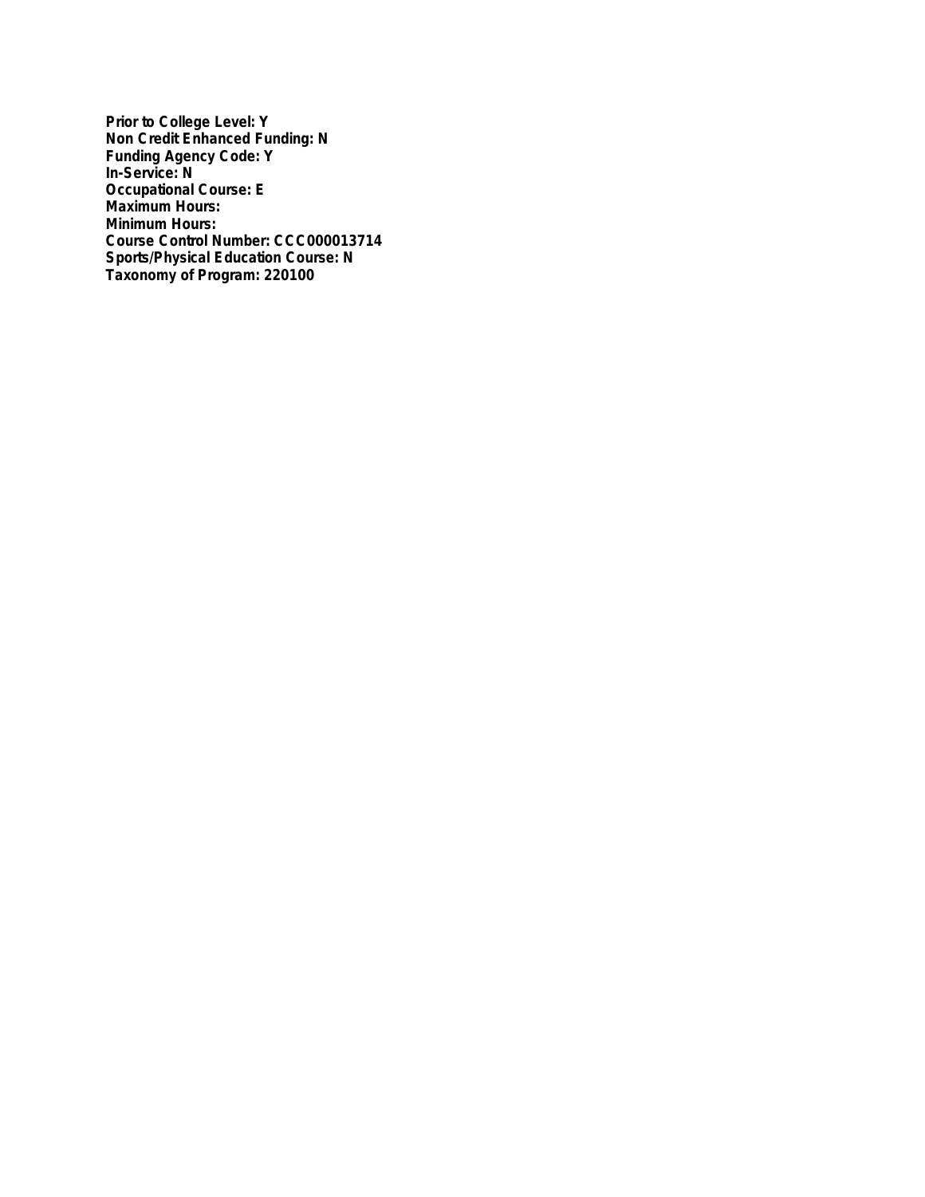**Prior to College Level: Y**
**Non Credit Enhanced Funding: N**
**Funding Agency Code: Y**
**In-Service: N**
**Occupational Course: E**
**Maximum Hours:**
**Minimum Hours:**
**Course Control Number: CCC000013714**
**Sports/Physical Education Course: N**
**Taxonomy of Program: 220100**